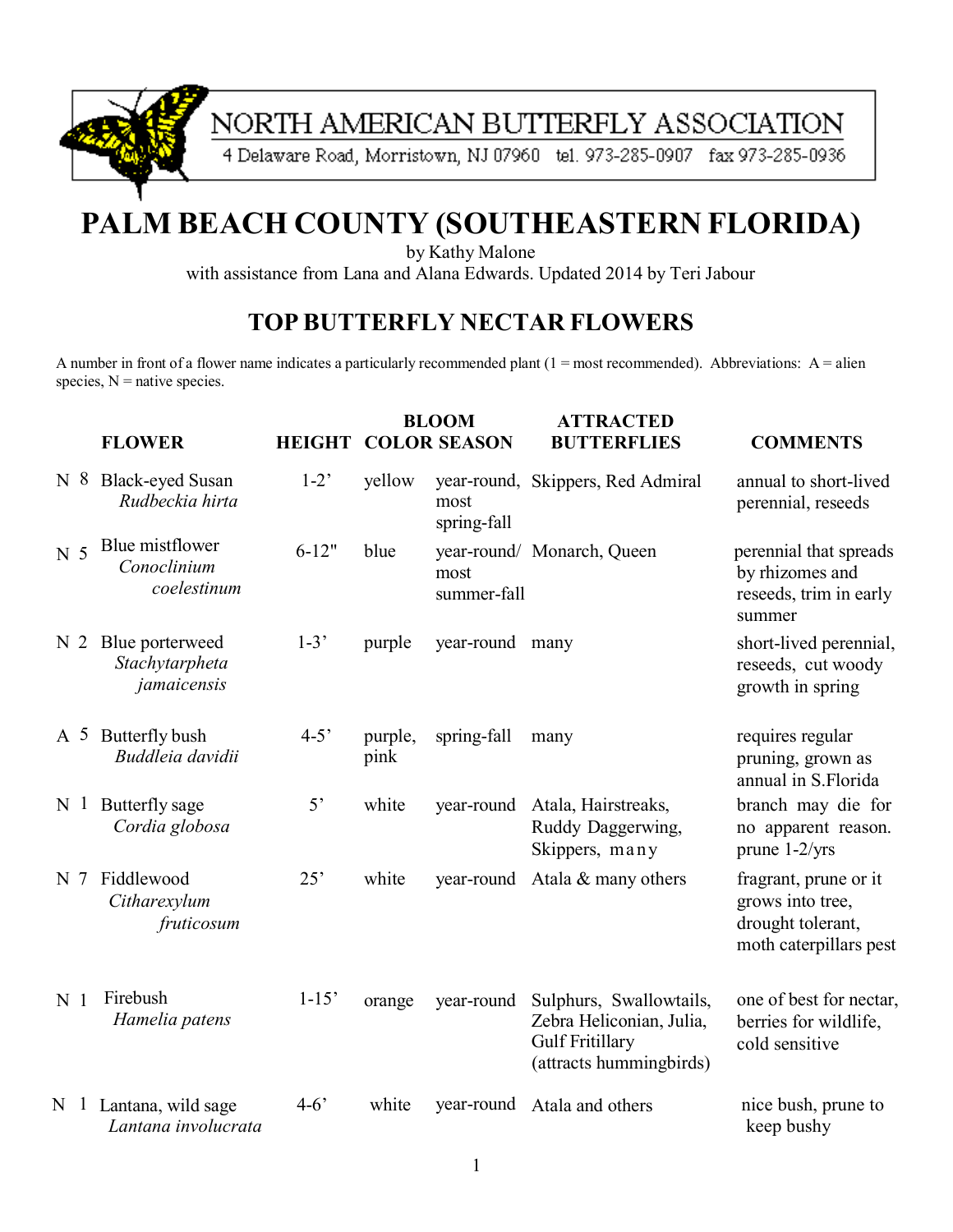NORTH AMERICAN BUTTERFLY ASSOCIATION
4 Delaware Road, Morristown, NJ 07960 tel. 973-285-0907 fax 973-285-0936

# PALM BEACH COUNTY (SOUTHEASTERN FLORIDA)

by Kathy Malone
with assistance from Lana and Alana Edwards. Updated 2014 by Teri Jabour

## TOP BUTTERFLY NECTAR FLOWERS

A number in front of a flower name indicates a particularly recommended plant (1 = most recommended). Abbreviations: A = alien species, N = native species.

| | | FLOWER | HEIGHT | COLOR | BLOOM SEASON | ATTRACTED BUTTERFLIES | COMMENTS |
|---|---|---|---|---|---|---|---|
| N | 8 | Black-eyed Susan *Rudbeckia hirta* | 1-2' | yellow | year-round, most spring-fall | Skippers, Red Admiral | annual to short-lived perennial, reseeds |
| N | 5 | Blue mistflower *Conoclinium coelestinum* | 6-12" | blue | year-round/ most summer-fall | Monarch, Queen | perennial that spreads by rhizomes and reseeds, trim in early summer |
| N | 2 | Blue porterweed *Stachytarpheta jamaicensis* | 1-3' | purple | year-round | many | short-lived perennial, reseeds, cut woody growth in spring |
| A | 5 | Butterfly bush *Buddleia davidii* | 4-5' | purple, pink | spring-fall | many | requires regular pruning, grown as annual in S.Florida |
| N | 1 | Butterfly sage *Cordia globosa* | 5' | white | year-round | Atala, Hairstreaks, Ruddy Daggerwing, Skippers, many | branch may die for no apparent reason. prune 1-2/yrs |
| N | 7 | Fiddlewood *Citharexylum fruticosum* | 25' | white | year-round | Atala & many others | fragrant, prune or it grows into tree, drought tolerant, moth caterpillars pest |
| N | 1 | Firebush *Hamelia patens* | 1-15' | orange | year-round | Sulphurs, Swallowtails, Zebra Heliconian, Julia, Gulf Fritillary (attracts hummingbirds) | one of best for nectar, berries for wildlife, cold sensitive |
| N | 1 | Lantana, wild sage *Lantana involucrata* | 4-6' | white | year-round | Atala and others | nice bush, prune to keep bushy |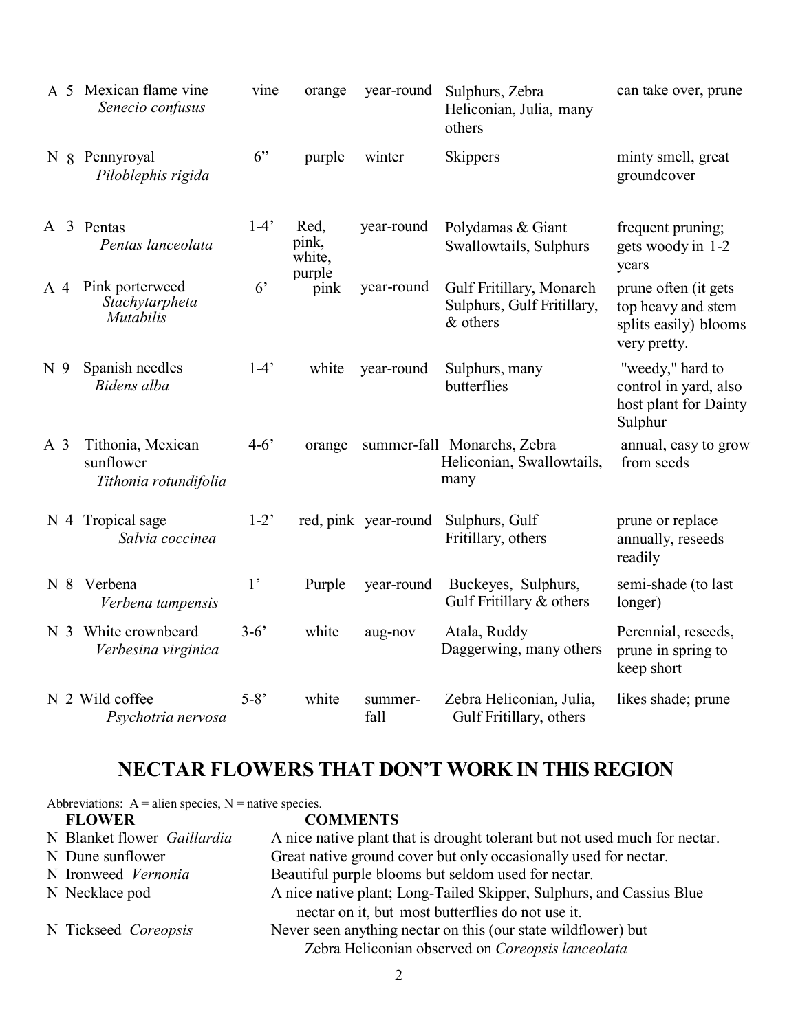| | | | | | |
|---|---|---|---|---|---|
| A 5 | Mexican flame vine *Senecio confusus* | vine | orange | year-round | Sulphurs, Zebra Heliconian, Julia, many others | can take over, prune |
| N 8 | Pennyroyal *Piloblephis rigida* | 6" | purple | winter | Skippers | minty smell, great groundcover |
| A 3 | Pentas *Pentas lanceolata* | 1-4' | Red, pink, white, purple | year-round | Polydamas & Giant Swallowtails, Sulphurs | frequent pruning; gets woody in 1-2 years |
| A 4 | Pink porterweed *Stachytarpheta Mutabilis* | 6' | pink | year-round | Gulf Fritillary, Monarch Sulphurs, Gulf Fritillary, & others | prune often (it gets top heavy and stem splits easily) blooms very pretty. |
| N 9 | Spanish needles *Bidens alba* | 1-4' | white | year-round | Sulphurs, many butterflies | "weedy," hard to control in yard, also host plant for Dainty Sulphur |
| A 3 | Tithonia, Mexican sunflower *Tithonia rotundifolia* | 4-6' | orange | summer-fall | Monarchs, Zebra Heliconian, Swallowtails, many | annual, easy to grow from seeds |
| N 4 | Tropical sage *Salvia coccinea* | 1-2' | red, pink | year-round | Sulphurs, Gulf Fritillary, others | prune or replace annually, reseeds readily |
| N 8 | Verbena *Verbena tampensis* | 1' | Purple | year-round | Buckeyes, Sulphurs, Gulf Fritillary & others | semi-shade (to last longer) |
| N 3 | White crownbeard *Verbesina virginica* | 3-6' | white | aug-nov | Atala, Ruddy Daggerwing, many others | Perennial, reseeds, prune in spring to keep short |
| N 2 | Wild coffee *Psychotria nervosa* | 5-8' | white | summer-fall | Zebra Heliconian, Julia, Gulf Fritillary, others | likes shade; prune |

## NECTAR FLOWERS THAT DON'T WORK IN THIS REGION

Abbreviations: A = alien species, N = native species.

| FLOWER | COMMENTS |
|---|---|
| N Blanket flower *Gaillardia* | A nice native plant that is drought tolerant but not used much for nectar. |
| N Dune sunflower | Great native ground cover but only occasionally used for nectar. |
| N Ironweed *Vernonia* | Beautiful purple blooms but seldom used for nectar. |
| N Necklace pod | A nice native plant; Long-Tailed Skipper, Sulphurs, and Cassius Blue nectar on it, but most butterflies do not use it. |
| N Tickseed *Coreopsis* | Never seen anything nectar on this (our state wildflower) but Zebra Heliconian observed on *Coreopsis lanceolata* |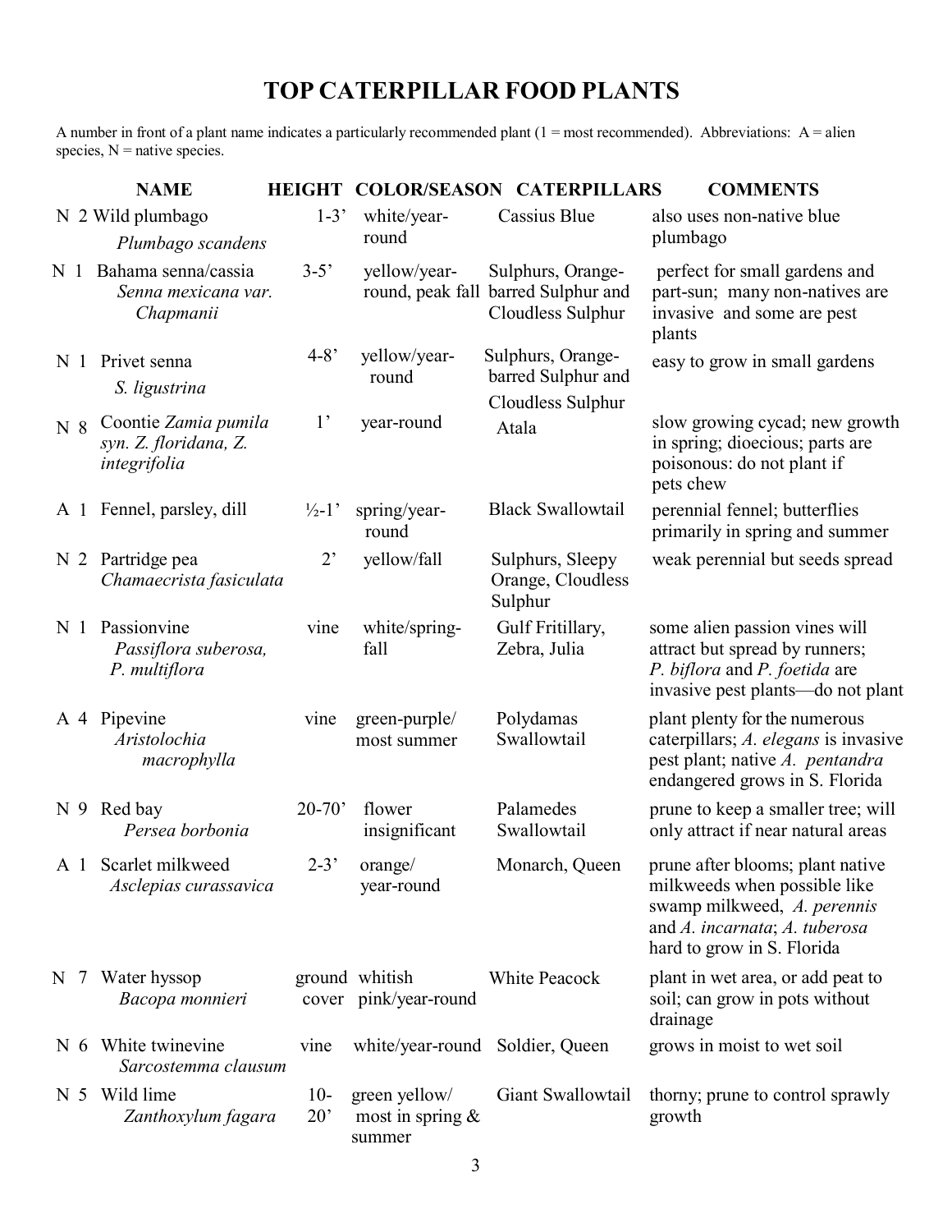# TOP CATERPILLAR FOOD PLANTS

A number in front of a plant name indicates a particularly recommended plant (1 = most recommended). Abbreviations: A = alien species, N = native species.

| | NAME | HEIGHT | COLOR/SEASON | CATERPILLARS | COMMENTS |
|---|---|---|---|---|---|
| N 2 | Wild plumbago *Plumbago scandens* | 1-3' | white/year-round | Cassius Blue | also uses non-native blue plumbago |
| N 1 | Bahama senna/cassia *Senna mexicana var. Chapmanii* | 3-5' | yellow/year-round, peak fall | Sulphurs, Orange-barred Sulphur and Cloudless Sulphur | perfect for small gardens and part-sun; many non-natives are invasive and some are pest plants |
| N 1 | Privet senna *S. ligustrina* | 4-8' | yellow/year-round | Sulphurs, Orange-barred Sulphur and Cloudless Sulphur | easy to grow in small gardens |
| N 8 | Coontie *Zamia pumila syn. Z. floridana, Z. integrifolia* | 1' | year-round | Atala | slow growing cycad; new growth in spring; dioecious; parts are poisonous: do not plant if pets chew |
| A 1 | Fennel, parsley, dill | ½-1' | spring/year-round | Black Swallowtail | perennial fennel; butterflies primarily in spring and summer |
| N 2 | Partridge pea *Chamaecrista fasiculata* | 2' | yellow/fall | Sulphurs, Sleepy Orange, Cloudless Sulphur | weak perennial but seeds spread |
| N 1 | Passionvine *Passiflora suberosa, P. multiflora* | vine | white/spring-fall | Gulf Fritillary, Zebra, Julia | some alien passion vines will attract but spread by runners; *P. biflora* and *P. foetida* are invasive pest plants—do not plant |
| A 4 | Pipevine *Aristolochia macrophylla* | vine | green-purple/ most summer | Polydamas Swallowtail | plant plenty for the numerous caterpillars; *A. elegans* is invasive pest plant; native *A. pentandra* endangered grows in S. Florida |
| N 9 | Red bay *Persea borbonia* | 20-70' | flower insignificant | Palamedes Swallowtail | prune to keep a smaller tree; will only attract if near natural areas |
| A 1 | Scarlet milkweed *Asclepias curassavica* | 2-3' | orange/ year-round | Monarch, Queen | prune after blooms; plant native milkweeds when possible like swamp milkweed, *A. perennis* and *A. incarnata*; *A. tuberosa* hard to grow in S. Florida |
| N 7 | Water hyssop *Bacopa monnieri* | ground cover | whitish pink/year-round | White Peacock | plant in wet area, or add peat to soil; can grow in pots without drainage |
| N 6 | White twinevine *Sarcostemma clausum* | vine | white/year-round | Soldier, Queen | grows in moist to wet soil |
| N 5 | Wild lime *Zanthoxylum fagara* | 10-20' | green yellow/ most in spring & summer | Giant Swallowtail | thorny; prune to control sprawly growth |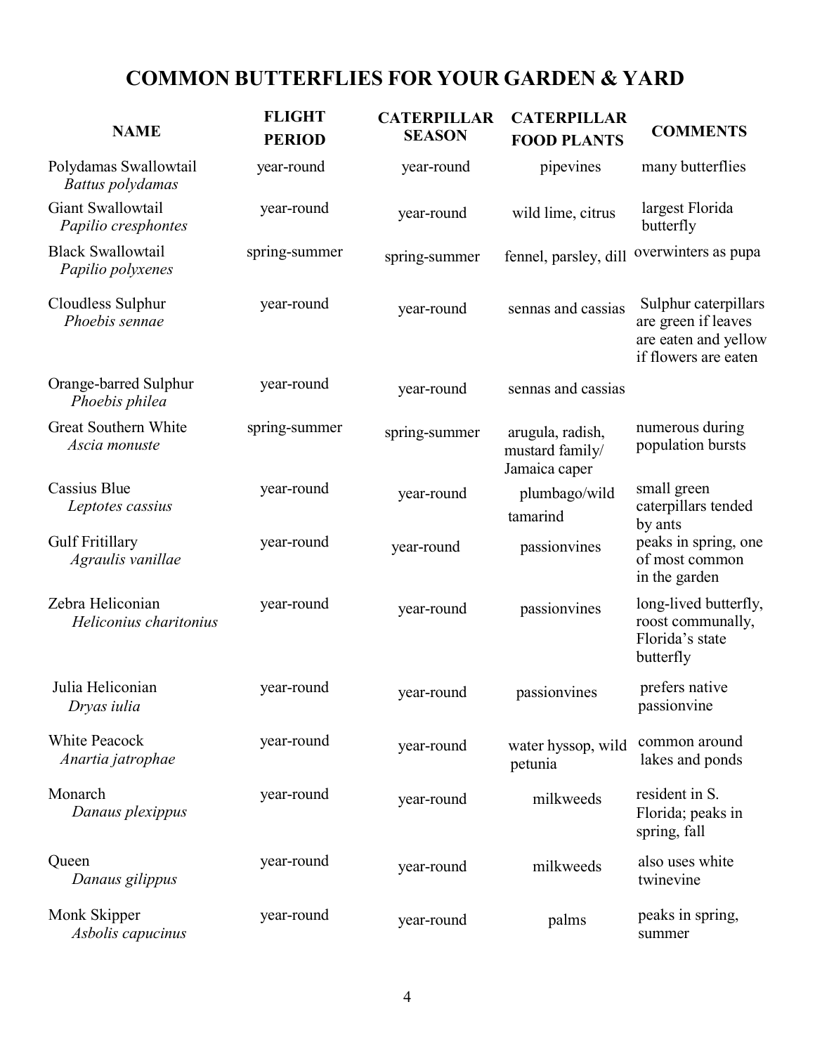# COMMON BUTTERFLIES FOR YOUR GARDEN & YARD

| NAME | FLIGHT PERIOD | CATERPILLAR SEASON | CATERPILLAR FOOD PLANTS | COMMENTS |
|---|---|---|---|---|
| Polydamas Swallowtail *Battus polydamas* | year-round | year-round | pipevines | many butterflies |
| Giant Swallowtail *Papilio cresphontes* | year-round | year-round | wild lime, citrus | largest Florida butterfly |
| Black Swallowtail *Papilio polyxenes* | spring-summer | spring-summer | fennel, parsley, dill | overwinters as pupa |
| Cloudless Sulphur *Phoebis sennae* | year-round | year-round | sennas and cassias | Sulphur caterpillars are green if leaves are eaten and yellow if flowers are eaten |
| Orange-barred Sulphur *Phoebis philea* | year-round | year-round | sennas and cassias | |
| Great Southern White *Ascia monuste* | spring-summer | spring-summer | arugula, radish, mustard family/ Jamaica caper | numerous during population bursts |
| Cassius Blue *Leptotes cassius* | year-round | year-round | plumbago/wild tamarind | small green caterpillars tended by ants |
| Gulf Fritillary *Agraulis vanillae* | year-round | year-round | passionvines | peaks in spring, one of most common in the garden |
| Zebra Heliconian *Heliconius charitonius* | year-round | year-round | passionvines | long-lived butterfly, roost communally, Florida's state butterfly |
| Julia Heliconian *Dryas iulia* | year-round | year-round | passionvines | prefers native passionvine |
| White Peacock *Anartia jatrophae* | year-round | year-round | water hyssop, wild petunia | common around lakes and ponds |
| Monarch *Danaus plexippus* | year-round | year-round | milkweeds | resident in S. Florida; peaks in spring, fall |
| Queen *Danaus gilippus* | year-round | year-round | milkweeds | also uses white twinevine |
| Monk Skipper *Asbolis capucinus* | year-round | year-round | palms | peaks in spring, summer |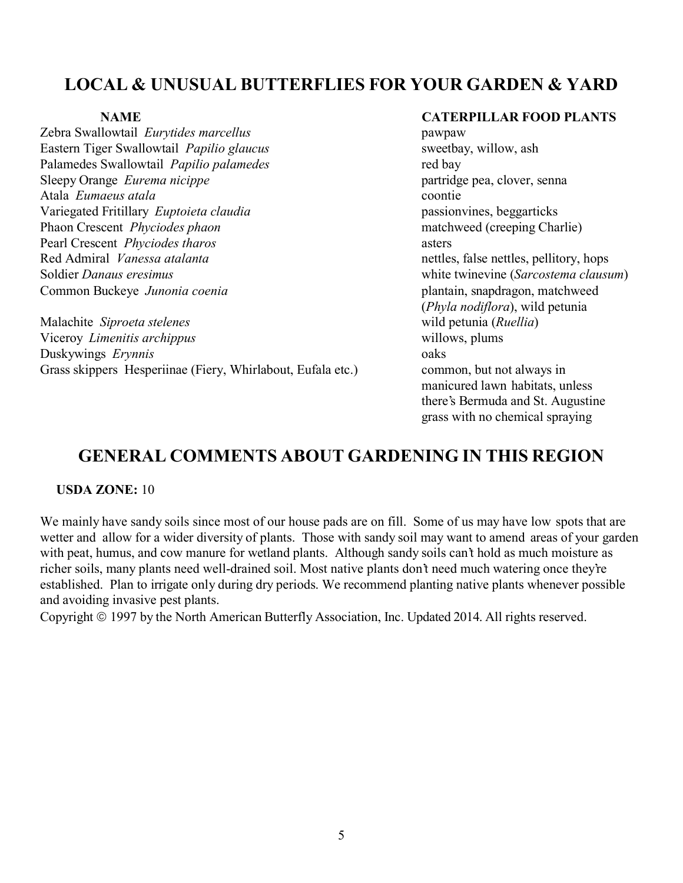## LOCAL & UNUSUAL BUTTERFLIES FOR YOUR GARDEN & YARD

| NAME | CATERPILLAR FOOD PLANTS |
|---|---|
| Zebra Swallowtail *Eurytides marcellus* | pawpaw |
| Eastern Tiger Swallowtail *Papilio glaucus* | sweetbay, willow, ash |
| Palamedes Swallowtail *Papilio palamedes* | red bay |
| Sleepy Orange *Eurema nicippe* | partridge pea, clover, senna |
| Atala *Eumaeus atala* | coontie |
| Variegated Fritillary *Euptoieta claudia* | passionvines, beggarticks |
| Phaon Crescent *Phyciodes phaon* | matchweed (creeping Charlie) |
| Pearl Crescent *Phyciodes tharos* | asters |
| Red Admiral *Vanessa atalanta* | nettles, false nettles, pellitory, hops |
| Soldier *Danaus eresimus* | white twinevine (*Sarcostema clausum*) |
| Common Buckeye *Junonia coenia* | plantain, snapdragon, matchweed (*Phyla nodiflora*), wild petunia |
| Malachite *Siproeta stelenes* | wild petunia (*Ruellia*) |
| Viceroy *Limenitis archippus* | willows, plums |
| Duskywings *Erynnis* | oaks |
| Grass skippers Hesperiinae (Fiery, Whirlabout, Eufala etc.) | common, but not always in manicured lawn habitats, unless there's Bermuda and St. Augustine grass with no chemical spraying |

## GENERAL COMMENTS ABOUT GARDENING IN THIS REGION

**USDA ZONE:** 10

We mainly have sandy soils since most of our house pads are on fill. Some of us may have low spots that are wetter and allow for a wider diversity of plants. Those with sandy soil may want to amend areas of your garden with peat, humus, and cow manure for wetland plants. Although sandy soils can't hold as much moisture as richer soils, many plants need well-drained soil. Most native plants don't need much watering once they're established. Plan to irrigate only during dry periods. We recommend planting native plants whenever possible and avoiding invasive pest plants.

Copyright © 1997 by the North American Butterfly Association, Inc. Updated 2014. All rights reserved.